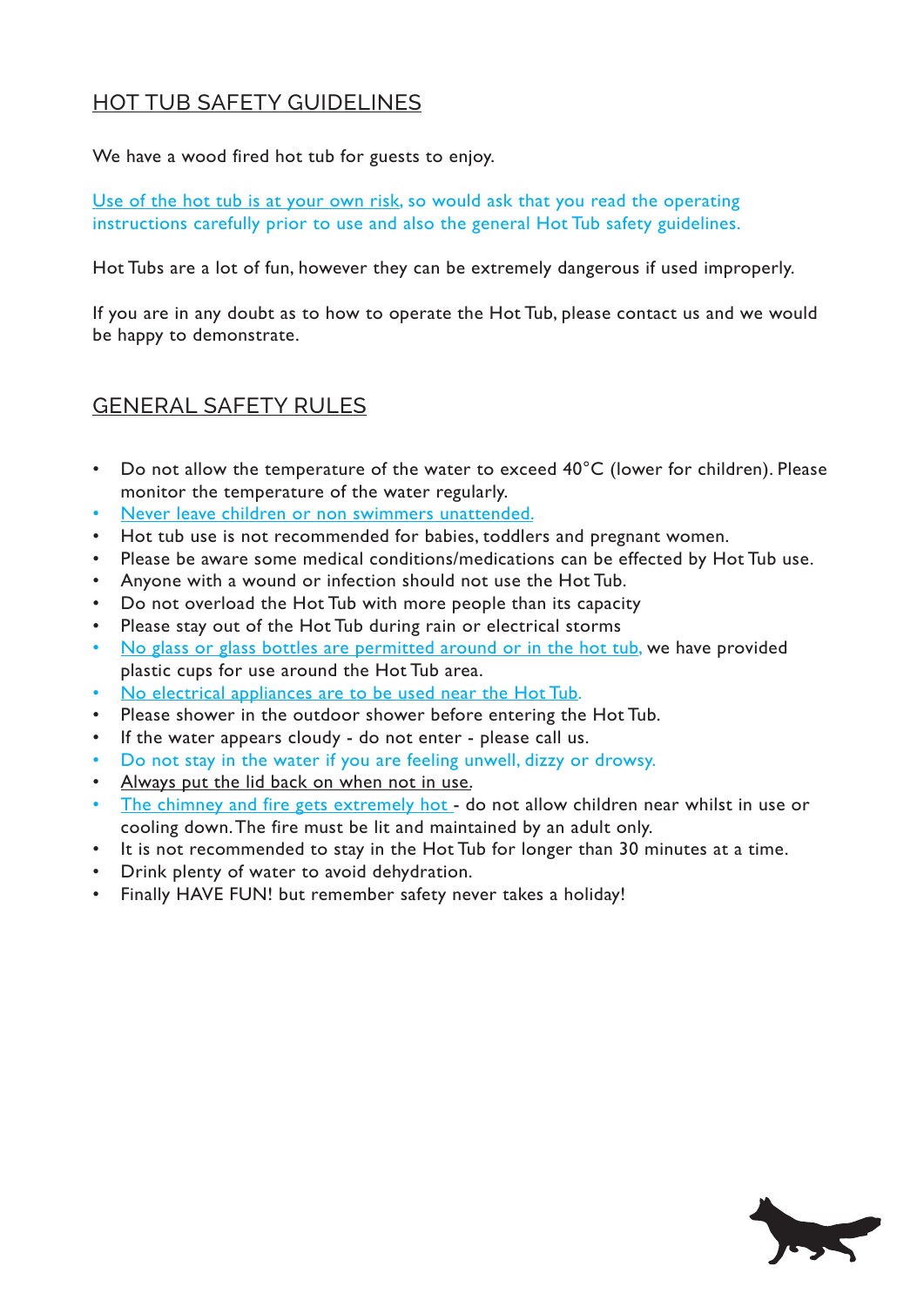## HOT TUB SAFETY GUIDELINES

We have a wood fired hot tub for guests to enjoy.

Use of the hot tub is at your own risk, so would ask that you read the operating instructions carefully prior to use and also the general Hot Tub safety guidelines.

Hot Tubs are a lot of fun, however they can be extremely dangerous if used improperly.

If you are in any doubt as to how to operate the Hot Tub, please contact us and we would be happy to demonstrate.

## GENERAL SAFETY RULES

- Do not allow the temperature of the water to exceed 40°C (lower for children). Please monitor the temperature of the water regularly.
- Never leave children or non swimmers unattended.
- Hot tub use is not recommended for babies, toddlers and pregnant women.
- Please be aware some medical conditions/medications can be effected by Hot Tub use.
- Anyone with a wound or infection should not use the Hot Tub.
- Do not overload the Hot Tub with more people than its capacity
- Please stay out of the Hot Tub during rain or electrical storms
- No glass or glass bottles are permitted around or in the hot tub, we have provided plastic cups for use around the Hot Tub area.
- No electrical appliances are to be used near the Hot Tub.
- Please shower in the outdoor shower before entering the Hot Tub.
- If the water appears cloudy - do not enter - please call us.
- Do not stay in the water if you are feeling unwell, dizzy or drowsy.
- Always put the lid back on when not in use.
- The chimney and fire gets extremely hot - do not allow children near whilst in use or cooling down. The fire must be lit and maintained by an adult only.
- It is not recommended to stay in the Hot Tub for longer than 30 minutes at a time.
- Drink plenty of water to avoid dehydration.
- Finally HAVE FUN! but remember safety never takes a holiday!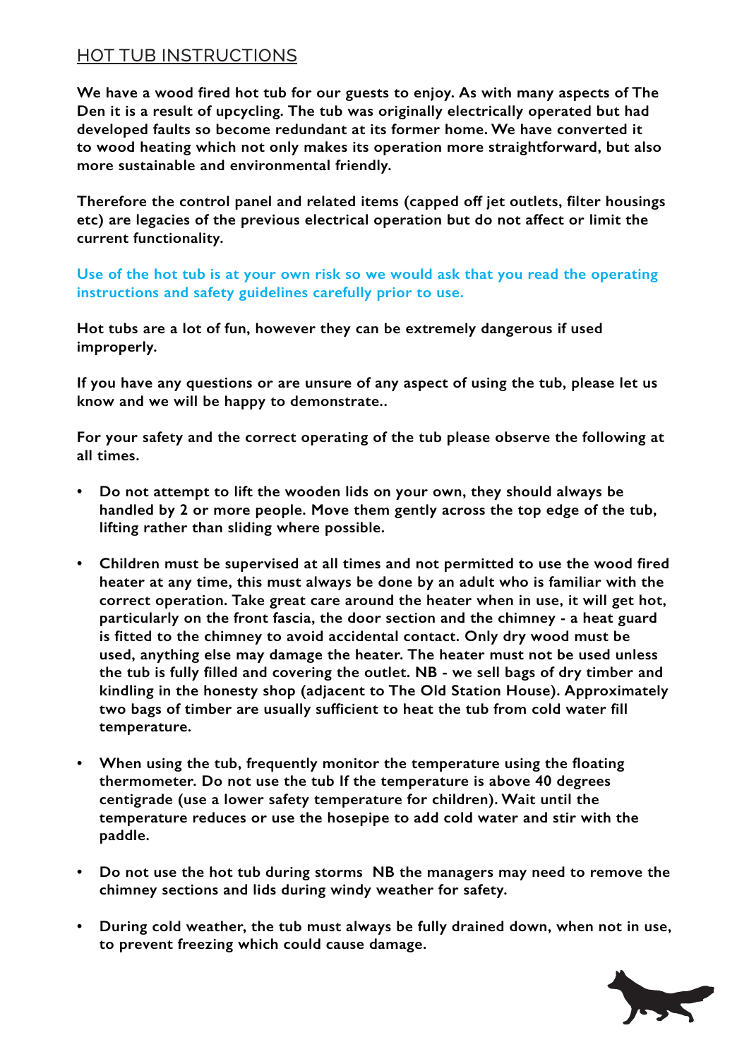## HOT TUB INSTRUCTIONS

**We have a wood fired hot tub for our guests to enjoy. As with many aspects of The Den it is a result of upcycling. The tub was originally electrically operated but had developed faults so become redundant at its former home. We have converted it to wood heating which not only makes its operation more straightforward, but also more sustainable and environmental friendly.**

**Therefore the control panel and related items (capped off jet outlets, filter housings etc) are legacies of the previous electrical operation but do not affect or limit the current functionality.**

**Use of the hot tub is at your own risk so we would ask that you read the operating instructions and safety guidelines carefully prior to use.**

**Hot tubs are a lot of fun, however they can be extremely dangerous if used improperly.**

**If you have any questions or are unsure of any aspect of using the tub, please let us know and we will be happy to demonstrate..**

**For your safety and the correct operating of the tub please observe the following at all times.**

- **Do not attempt to lift the wooden lids on your own, they should always be handled by 2 or more people. Move them gently across the top edge of the tub, lifting rather than sliding where possible.**
- **Children must be supervised at all times and not permitted to use the wood fired heater at any time, this must always be done by an adult who is familiar with the correct operation. Take great care around the heater when in use, it will get hot, particularly on the front fascia, the door section and the chimney - a heat guard is fitted to the chimney to avoid accidental contact. Only dry wood must be used, anything else may damage the heater. The heater must not be used unless the tub is fully filled and covering the outlet. NB - we sell bags of dry timber and kindling in the honesty shop (adjacent to The Old Station House). Approximately two bags of timber are usually sufficient to heat the tub from cold water fill temperature.**
- **When using the tub, frequently monitor the temperature using the floating thermometer. Do not use the tub If the temperature is above 40 degrees centigrade (use a lower safety temperature for children). Wait until the temperature reduces or use the hosepipe to add cold water and stir with the paddle.**
- **Do not use the hot tub during storms NB the managers may need to remove the chimney sections and lids during windy weather for safety.**
- **During cold weather, the tub must always be fully drained down, when not in use, to prevent freezing which could cause damage.**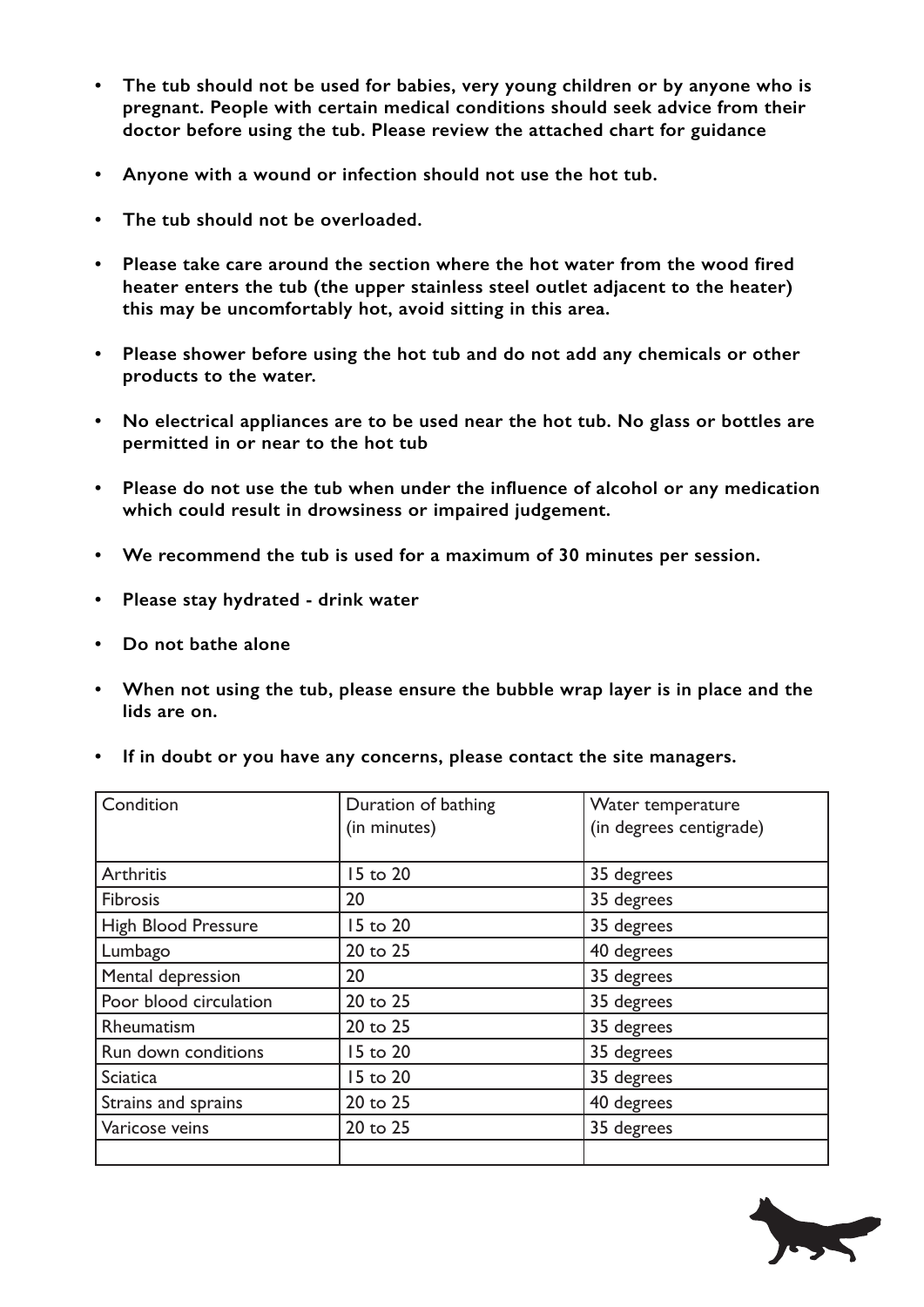- **The tub should not be used for babies, very young children or by anyone who is pregnant. People with certain medical conditions should seek advice from their doctor before using the tub. Please review the attached chart for guidance**
- **Anyone with a wound or infection should not use the hot tub.**
- **The tub should not be overloaded.**
- **Please take care around the section where the hot water from the wood fired heater enters the tub (the upper stainless steel outlet adjacent to the heater) this may be uncomfortably hot, avoid sitting in this area.**
- **Please shower before using the hot tub and do not add any chemicals or other products to the water.**
- **No electrical appliances are to be used near the hot tub. No glass or bottles are permitted in or near to the hot tub**
- **Please do not use the tub when under the influence of alcohol or any medication which could result in drowsiness or impaired judgement.**
- **We recommend the tub is used for a maximum of 30 minutes per session.**
- **Please stay hydrated - drink water**
- **Do not bathe alone**
- **When not using the tub, please ensure the bubble wrap layer is in place and the lids are on.**
- **If in doubt or you have any concerns, please contact the site managers.**

| Condition | Duration of bathing (in minutes) | Water temperature (in degrees centigrade) |
|---|---|---|
| Arthritis | 15 to 20 | 35 degrees |
| Fibrosis | 20 | 35 degrees |
| High Blood Pressure | 15 to 20 | 35 degrees |
| Lumbago | 20 to 25 | 40 degrees |
| Mental depression | 20 | 35 degrees |
| Poor blood circulation | 20 to 25 | 35 degrees |
| Rheumatism | 20 to 25 | 35 degrees |
| Run down conditions | 15 to 20 | 35 degrees |
| Sciatica | 15 to 20 | 35 degrees |
| Strains and sprains | 20 to 25 | 40 degrees |
| Varicose veins | 20 to 25 | 35 degrees |
| | | |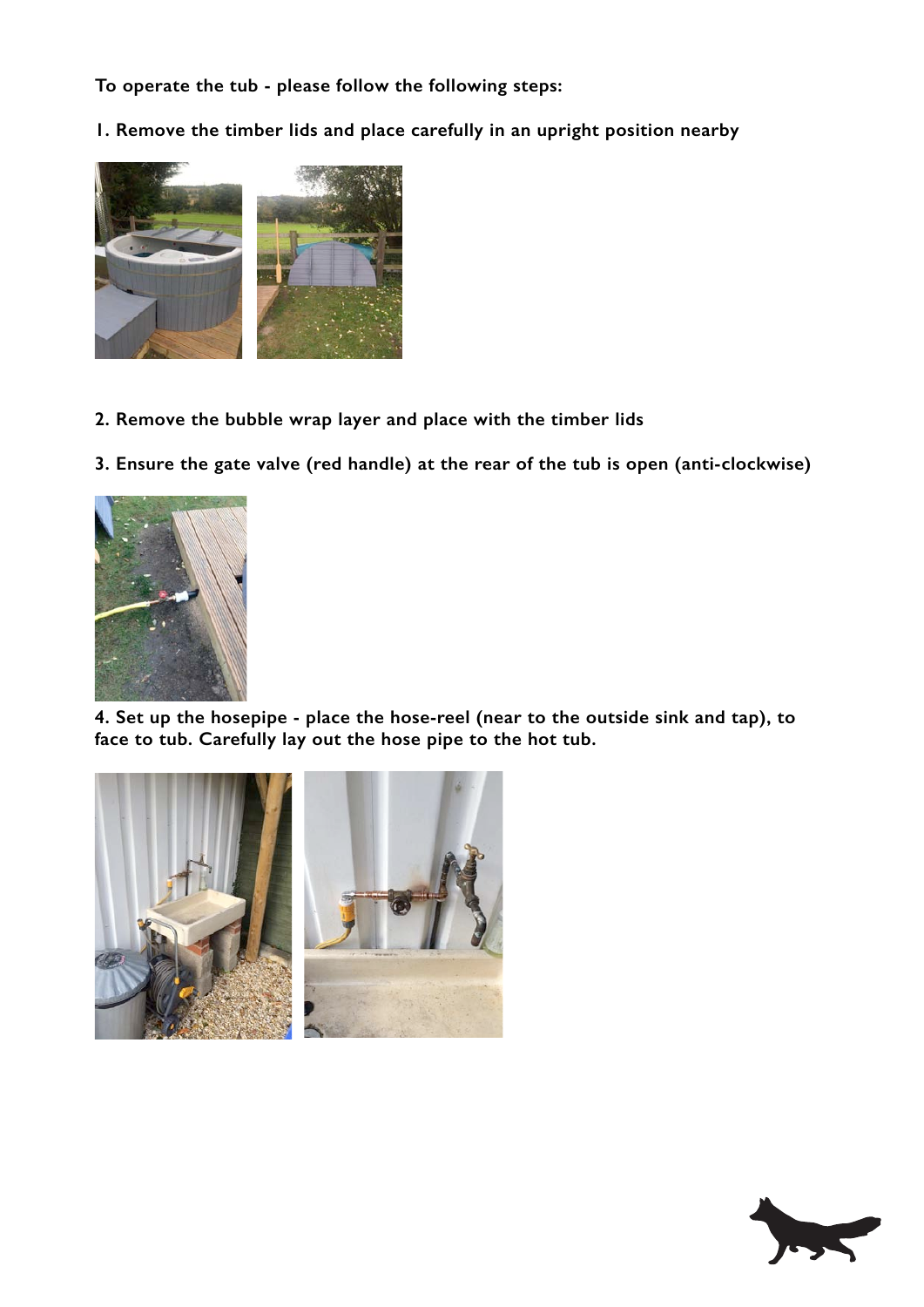**To operate the tub - please follow the following steps:**

**1. Remove the timber lids and place carefully in an upright position nearby**

**2. Remove the bubble wrap layer and place with the timber lids**

**3. Ensure the gate valve (red handle) at the rear of the tub is open (anti-clockwise)**

**4. Set up the hosepipe - place the hose-reel (near to the outside sink and tap), to face to tub. Carefully lay out the hose pipe to the hot tub.**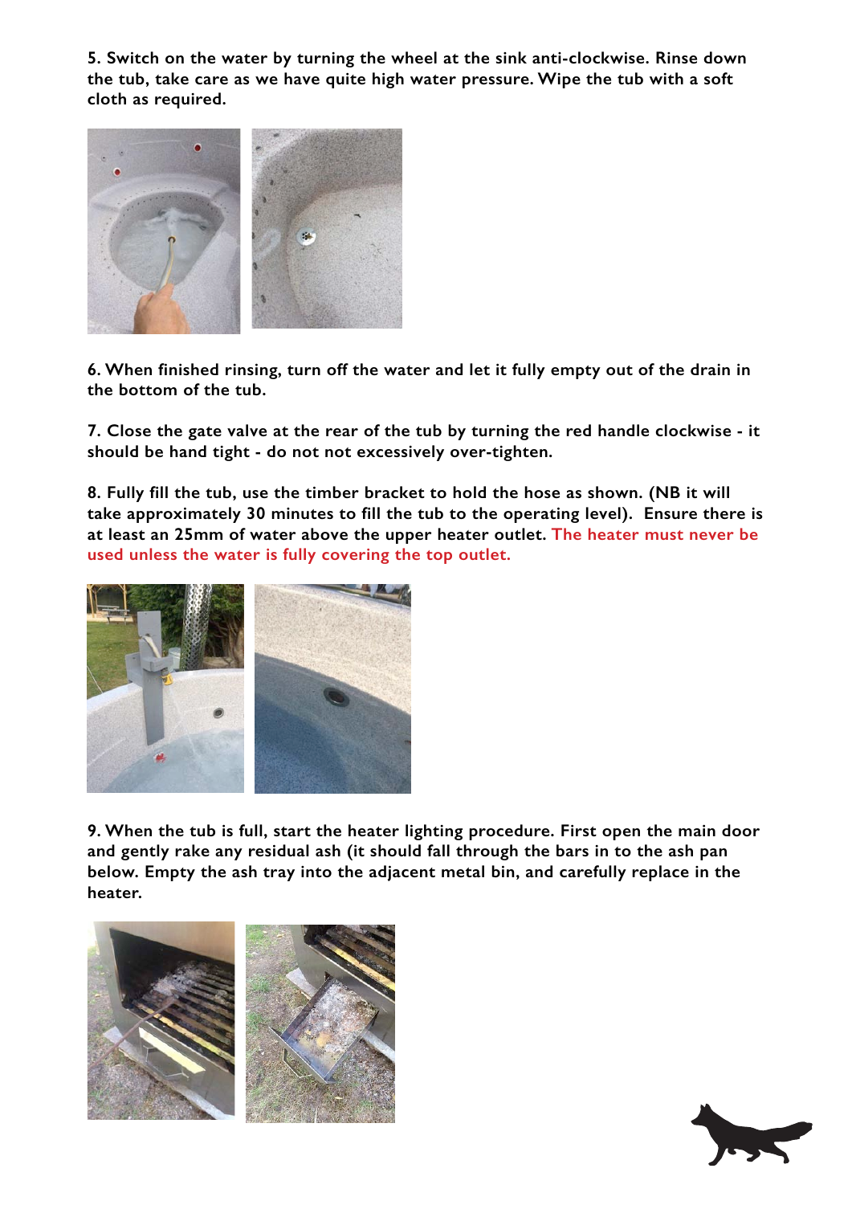**5. Switch on the water by turning the wheel at the sink anti-clockwise. Rinse down the tub, take care as we have quite high water pressure. Wipe the tub with a soft cloth as required.**

**6. When finished rinsing, turn off the water and let it fully empty out of the drain in the bottom of the tub.**

**7. Close the gate valve at the rear of the tub by turning the red handle clockwise - it should be hand tight - do not not excessively over-tighten.**

**8. Fully fill the tub, use the timber bracket to hold the hose as shown. (NB it will take approximately 30 minutes to fill the tub to the operating level). Ensure there is at least an 25mm of water above the upper heater outlet. The heater must never be used unless the water is fully covering the top outlet.**

**9. When the tub is full, start the heater lighting procedure. First open the main door and gently rake any residual ash (it should fall through the bars in to the ash pan below. Empty the ash tray into the adjacent metal bin, and carefully replace in the heater.**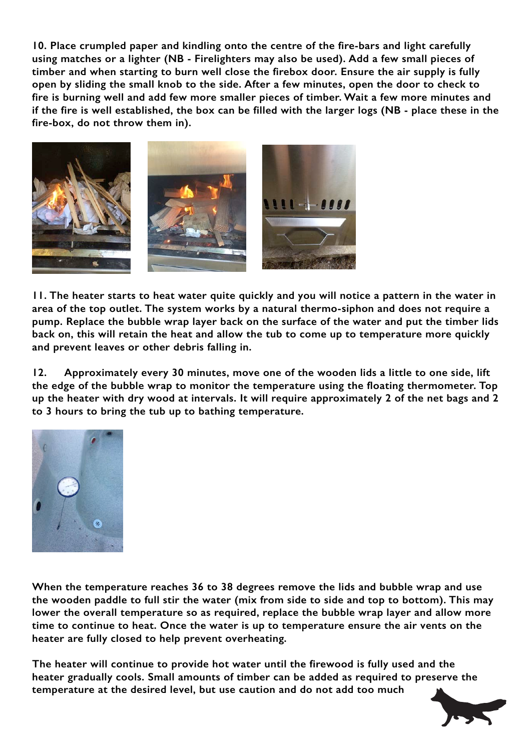**10. Place crumpled paper and kindling onto the centre of the fire-bars and light carefully using matches or a lighter (NB - Firelighters may also be used). Add a few small pieces of timber and when starting to burn well close the firebox door. Ensure the air supply is fully open by sliding the small knob to the side. After a few minutes, open the door to check to fire is burning well and add few more smaller pieces of timber. Wait a few more minutes and if the fire is well established, the box can be filled with the larger logs (NB - place these in the fire-box, do not throw them in).**

**11. The heater starts to heat water quite quickly and you will notice a pattern in the water in area of the top outlet. The system works by a natural thermo-siphon and does not require a pump. Replace the bubble wrap layer back on the surface of the water and put the timber lids back on, this will retain the heat and allow the tub to come up to temperature more quickly and prevent leaves or other debris falling in.**

**12. Approximately every 30 minutes, move one of the wooden lids a little to one side, lift the edge of the bubble wrap to monitor the temperature using the floating thermometer. Top up the heater with dry wood at intervals. It will require approximately 2 of the net bags and 2 to 3 hours to bring the tub up to bathing temperature.**

**When the temperature reaches 36 to 38 degrees remove the lids and bubble wrap and use the wooden paddle to full stir the water (mix from side to side and top to bottom). This may lower the overall temperature so as required, replace the bubble wrap layer and allow more time to continue to heat. Once the water is up to temperature ensure the air vents on the heater are fully closed to help prevent overheating.**

**The heater will continue to provide hot water until the firewood is fully used and the heater gradually cools. Small amounts of timber can be added as required to preserve the temperature at the desired level, but use caution and do not add too much**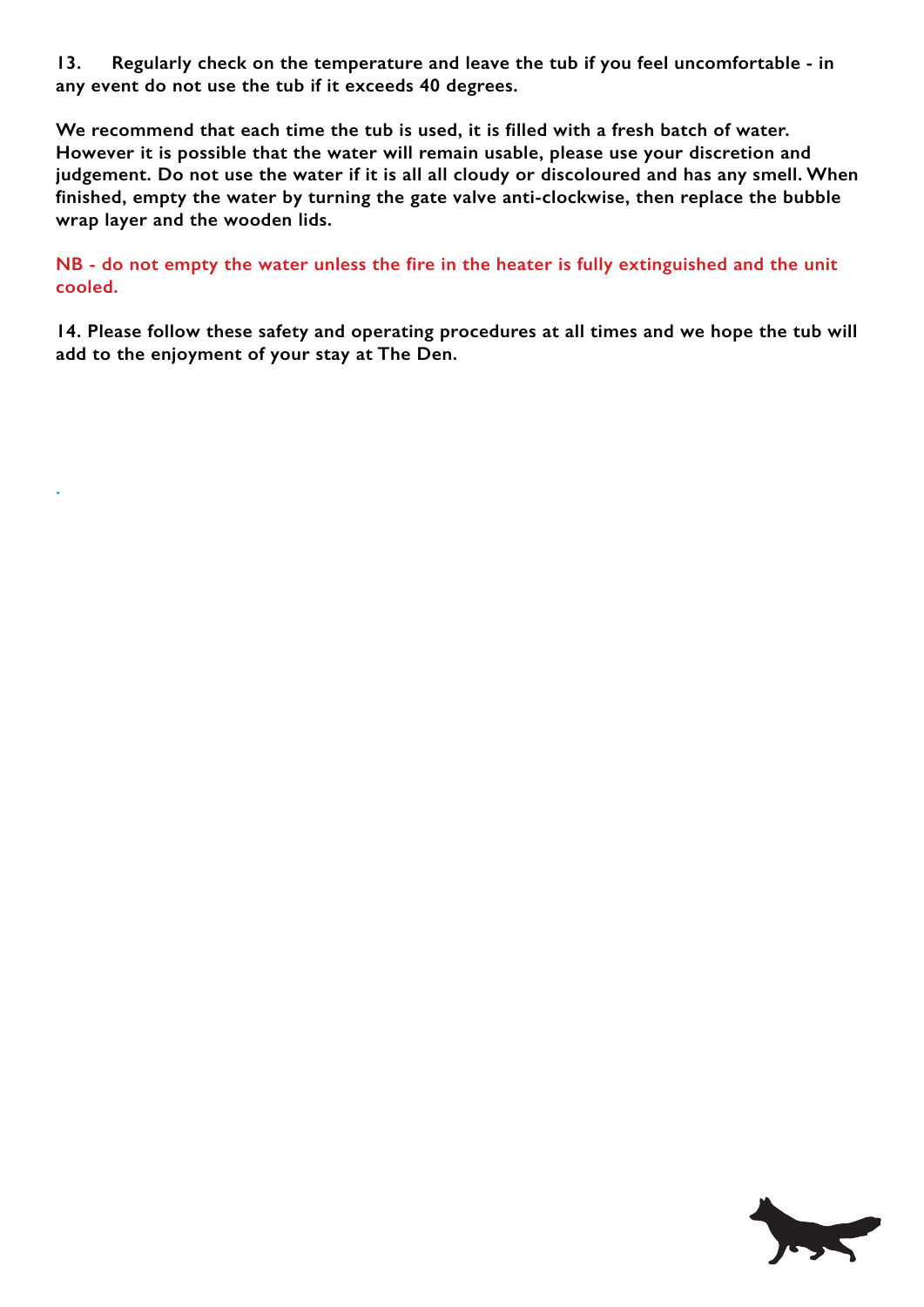**13. Regularly check on the temperature and leave the tub if you feel uncomfortable - in any event do not use the tub if it exceeds 40 degrees.**

**We recommend that each time the tub is used, it is filled with a fresh batch of water. However it is possible that the water will remain usable, please use your discretion and judgement. Do not use the water if it is all all cloudy or discoloured and has any smell. When finished, empty the water by turning the gate valve anti-clockwise, then replace the bubble wrap layer and the wooden lids.**

**NB - do not empty the water unless the fire in the heater is fully extinguished and the unit cooled.**

**14. Please follow these safety and operating procedures at all times and we hope the tub will add to the enjoyment of your stay at The Den.**